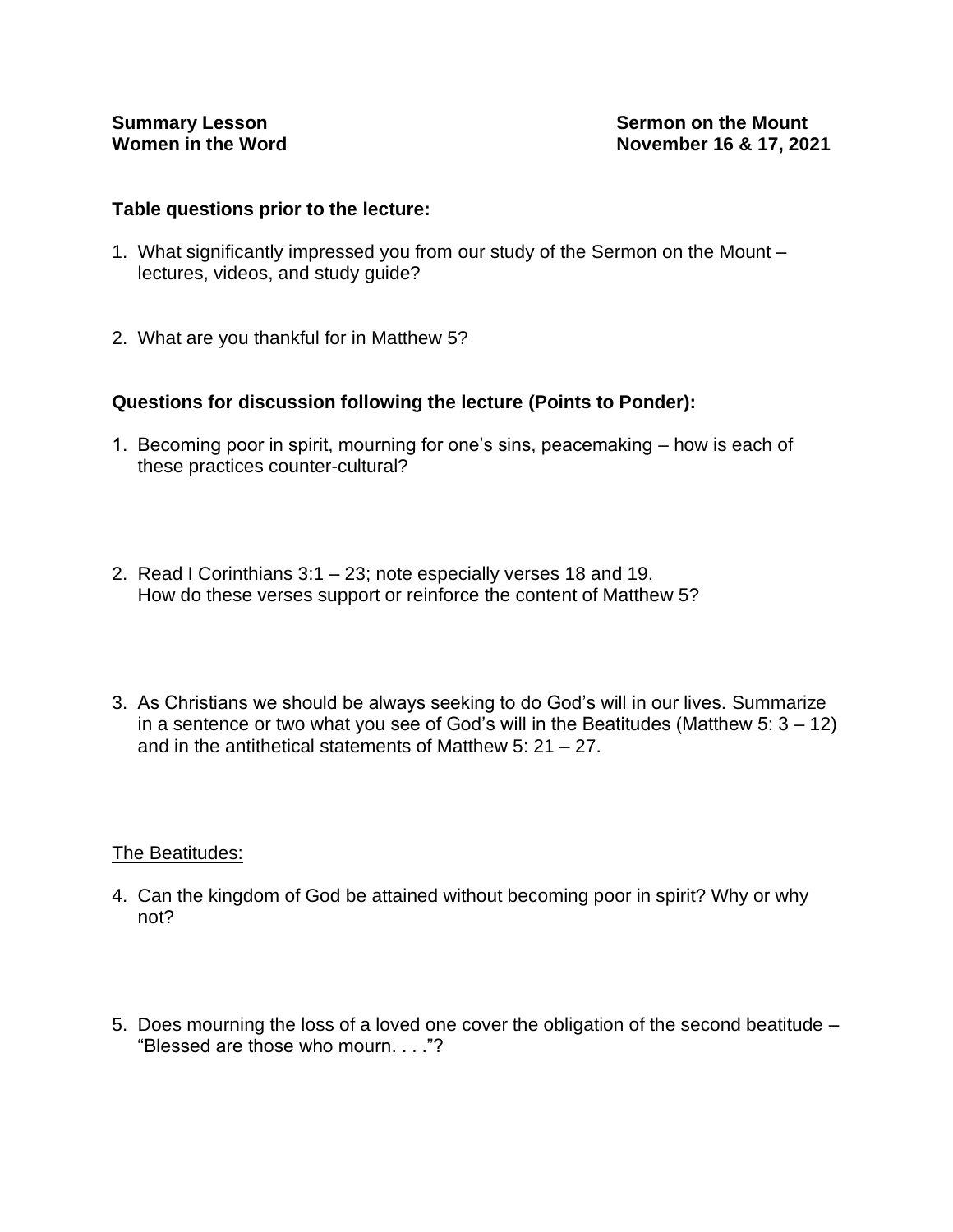**Summary Lesson**
**Women in the Word**

**Sermon on the Mount**
**November 16 & 17, 2021**

**Table questions prior to the lecture:**

1. What significantly impressed you from our study of the Sermon on the Mount – lectures, videos, and study guide?

2. What are you thankful for in Matthew 5?

**Questions for discussion following the lecture (Points to Ponder):**

1. Becoming poor in spirit, mourning for one's sins, peacemaking – how is each of these practices counter-cultural?

2. Read I Corinthians 3:1 – 23; note especially verses 18 and 19.
   How do these verses support or reinforce the content of Matthew 5?

3. As Christians we should be always seeking to do God's will in our lives. Summarize in a sentence or two what you see of God's will in the Beatitudes (Matthew 5: 3 – 12) and in the antithetical statements of Matthew 5: 21 – 27.

<u>The Beatitudes:</u>

4. Can the kingdom of God be attained without becoming poor in spirit? Why or why not?

5. Does mourning the loss of a loved one cover the obligation of the second beatitude – "Blessed are those who mourn. . . ."?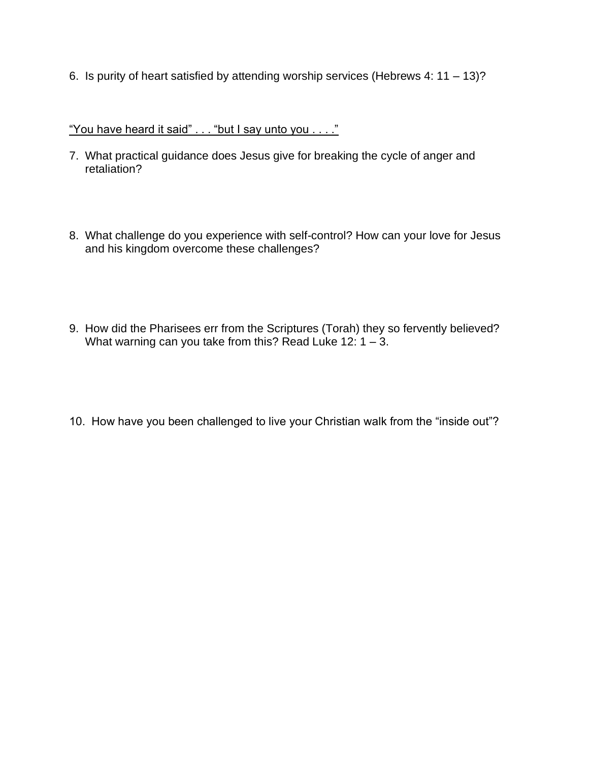6. Is purity of heart satisfied by attending worship services (Hebrews 4: 11 – 13)?

<u>“You have heard it said” . . . “but I say unto you . . . .”</u>

7. What practical guidance does Jesus give for breaking the cycle of anger and retaliation?

8. What challenge do you experience with self-control? How can your love for Jesus and his kingdom overcome these challenges?

9. How did the Pharisees err from the Scriptures (Torah) they so fervently believed? What warning can you take from this? Read Luke 12: 1 – 3.

10. How have you been challenged to live your Christian walk from the “inside out”?